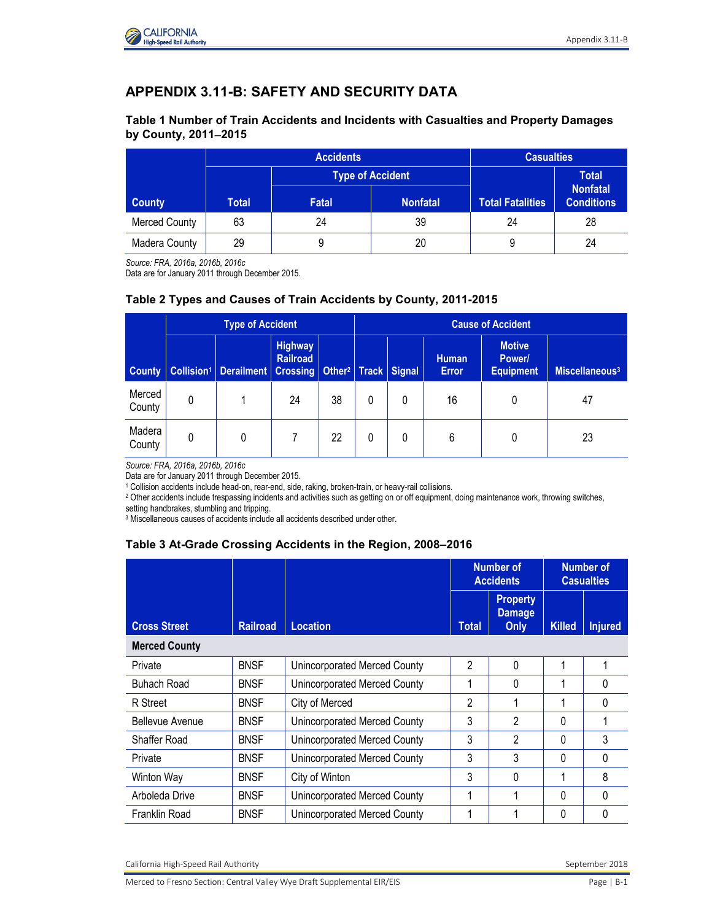# APPENDIX 3.11-B: SAFETY AND SECURITY DATA

### Table 1 Number of Train Accidents and Incidents with Casualties and Property Damages by County, 2011–2015

| County | Accidents | | | Casualties | |
|---|---|---|---|---|---|
| | | Type of Accident | | | |
| | Total | Fatal | Nonfatal | Total Fatalities | Total Nonfatal Conditions |
| Merced County | 63 | 24 | 39 | 24 | 28 |
| Madera County | 29 | 9 | 20 | 9 | 24 |

*Source: FRA, 2016a, 2016b, 2016c*
Data are for January 2011 through December 2015.

### Table 2 Types and Causes of Train Accidents by County, 2011-2015

| County | Type of Accident | | | | Cause of Accident | | | | |
|---|---|---|---|---|---|---|---|---|---|
| | Collision[1] | Derailment | Highway Railroad Crossing | Other[2] | Track | Signal | Human Error | Motive Power/ Equipment | Miscellaneous[3] |
| Merced County | 0 | 1 | 24 | 38 | 0 | 0 | 16 | 0 | 47 |
| Madera County | 0 | 0 | 7 | 22 | 0 | 0 | 6 | 0 | 23 |

*Source: FRA, 2016a, 2016b, 2016c*
Data are for January 2011 through December 2015.
[1] Collision accidents include head-on, rear-end, side, raking, broken-train, or heavy-rail collisions.
[2] Other accidents include trespassing incidents and activities such as getting on or off equipment, doing maintenance work, throwing switches, setting handbrakes, stumbling and tripping.
[3] Miscellaneous causes of accidents include all accidents described under other.

### Table 3 At-Grade Crossing Accidents in the Region, 2008–2016

| Cross Street | Railroad | Location | Number of Accidents | | Number of Casualties | |
|---|---|---|---|---|---|---|
| | | | Total | Property Damage Only | Killed | Injured |
| **Merced County** | | | | | | |
| Private | BNSF | Unincorporated Merced County | 2 | 0 | 1 | 1 |
| Buhach Road | BNSF | Unincorporated Merced County | 1 | 0 | 1 | 0 |
| R Street | BNSF | City of Merced | 2 | 1 | 1 | 0 |
| Bellevue Avenue | BNSF | Unincorporated Merced County | 3 | 2 | 0 | 1 |
| Shaffer Road | BNSF | Unincorporated Merced County | 3 | 2 | 0 | 3 |
| Private | BNSF | Unincorporated Merced County | 3 | 3 | 0 | 0 |
| Winton Way | BNSF | City of Winton | 3 | 0 | 1 | 8 |
| Arboleda Drive | BNSF | Unincorporated Merced County | 1 | 1 | 0 | 0 |
| Franklin Road | BNSF | Unincorporated Merced County | 1 | 1 | 0 | 0 |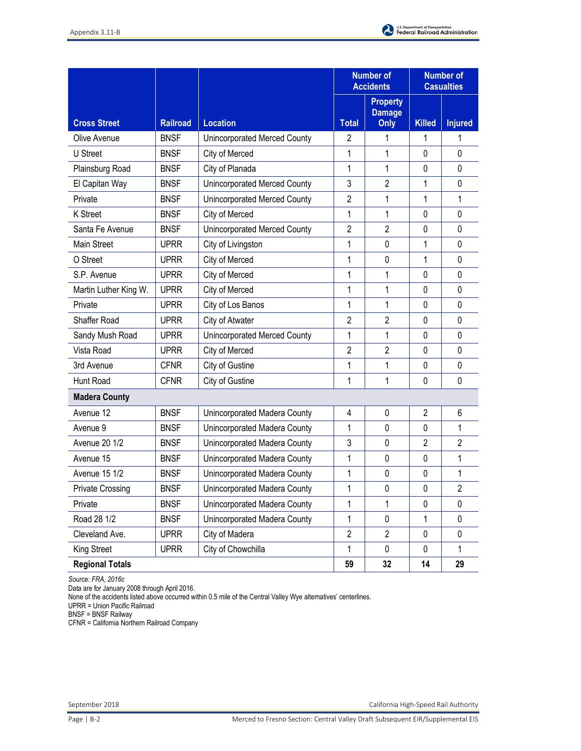| Cross Street | Railroad | Location | Number of Accidents | | Number of Casualties | |
|---|---|---|---|---|---|---|
| | | | Total | Property Damage Only | Killed | Injured |
| Olive Avenue | BNSF | Unincorporated Merced County | 2 | 1 | 1 | 1 |
| U Street | BNSF | City of Merced | 1 | 1 | 0 | 0 |
| Plainsburg Road | BNSF | City of Planada | 1 | 1 | 0 | 0 |
| El Capitan Way | BNSF | Unincorporated Merced County | 3 | 2 | 1 | 0 |
| Private | BNSF | Unincorporated Merced County | 2 | 1 | 1 | 1 |
| K Street | BNSF | City of Merced | 1 | 1 | 0 | 0 |
| Santa Fe Avenue | BNSF | Unincorporated Merced County | 2 | 2 | 0 | 0 |
| Main Street | UPRR | City of Livingston | 1 | 0 | 1 | 0 |
| O Street | UPRR | City of Merced | 1 | 0 | 1 | 0 |
| S.P. Avenue | UPRR | City of Merced | 1 | 1 | 0 | 0 |
| Martin Luther King W. | UPRR | City of Merced | 1 | 1 | 0 | 0 |
| Private | UPRR | City of Los Banos | 1 | 1 | 0 | 0 |
| Shaffer Road | UPRR | City of Atwater | 2 | 2 | 0 | 0 |
| Sandy Mush Road | UPRR | Unincorporated Merced County | 1 | 1 | 0 | 0 |
| Vista Road | UPRR | City of Merced | 2 | 2 | 0 | 0 |
| 3rd Avenue | CFNR | City of Gustine | 1 | 1 | 0 | 0 |
| Hunt Road | CFNR | City of Gustine | 1 | 1 | 0 | 0 |
| **Madera County** | | | | | | |
| Avenue 12 | BNSF | Unincorporated Madera County | 4 | 0 | 2 | 6 |
| Avenue 9 | BNSF | Unincorporated Madera County | 1 | 0 | 0 | 1 |
| Avenue 20 1/2 | BNSF | Unincorporated Madera County | 3 | 0 | 2 | 2 |
| Avenue 15 | BNSF | Unincorporated Madera County | 1 | 0 | 0 | 1 |
| Avenue 15 1/2 | BNSF | Unincorporated Madera County | 1 | 0 | 0 | 1 |
| Private Crossing | BNSF | Unincorporated Madera County | 1 | 0 | 0 | 2 |
| Private | BNSF | Unincorporated Madera County | 1 | 1 | 0 | 0 |
| Road 28 1/2 | BNSF | Unincorporated Madera County | 1 | 0 | 1 | 0 |
| Cleveland Ave. | UPRR | City of Madera | 2 | 2 | 0 | 0 |
| King Street | UPRR | City of Chowchilla | 1 | 0 | 0 | 1 |
| **Regional Totals** | | | **59** | **32** | **14** | **29** |

*Source: FRA, 2016c*
Data are for January 2008 through April 2016.
None of the accidents listed above occurred within 0.5 mile of the Central Valley Wye alternatives' centerlines.
UPRR = Union Pacific Railroad
BNSF = BNSF Railway
CFNR = California Northern Railroad Company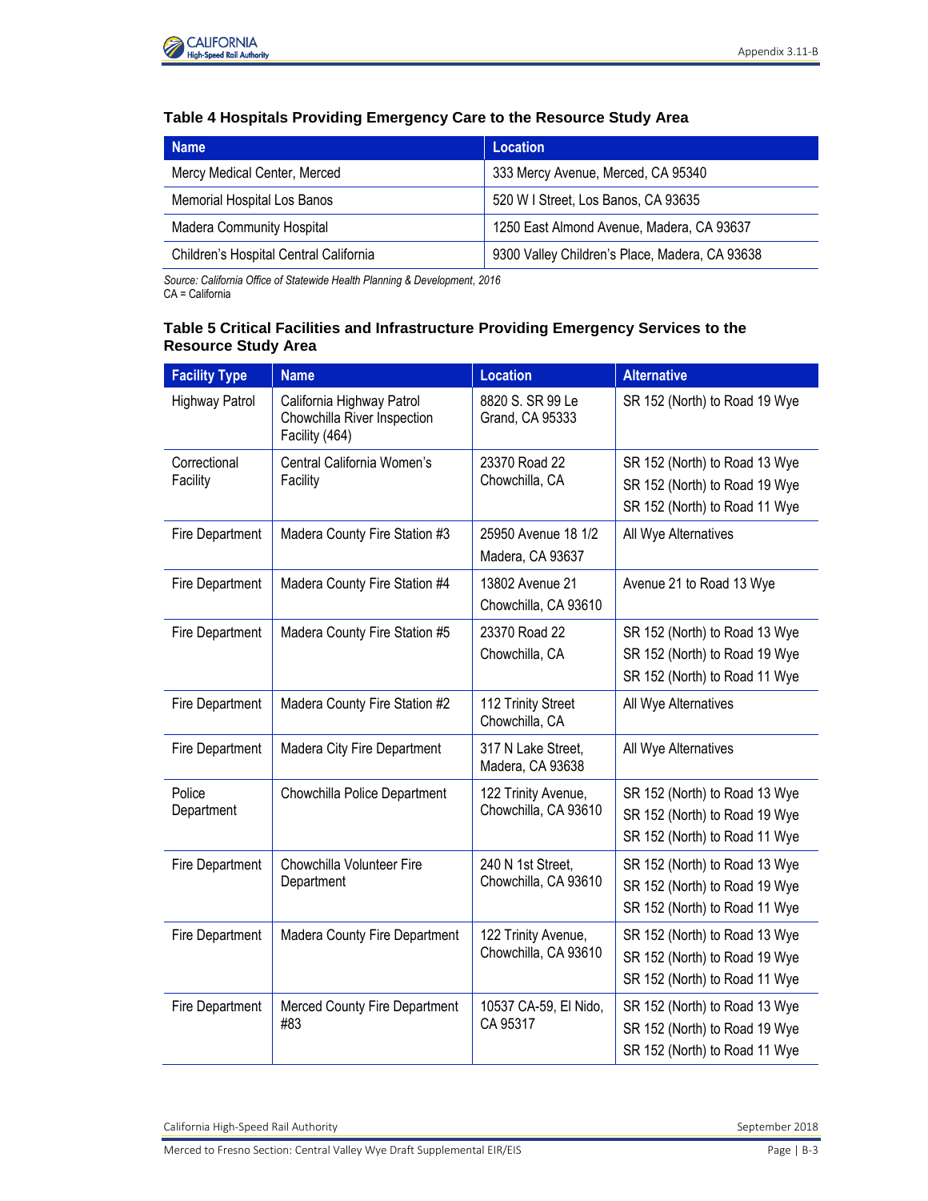**Table 4 Hospitals Providing Emergency Care to the Resource Study Area**

| Name | Location |
|---|---|
| Mercy Medical Center, Merced | 333 Mercy Avenue, Merced, CA 95340 |
| Memorial Hospital Los Banos | 520 W I Street, Los Banos, CA 93635 |
| Madera Community Hospital | 1250 East Almond Avenue, Madera, CA 93637 |
| Children's Hospital Central California | 9300 Valley Children's Place, Madera, CA 93638 |

*Source: California Office of Statewide Health Planning & Development, 2016*
CA = California

**Table 5 Critical Facilities and Infrastructure Providing Emergency Services to the Resource Study Area**

| Facility Type | Name | Location | Alternative |
|---|---|---|---|
| Highway Patrol | California Highway Patrol Chowchilla River Inspection Facility (464) | 8820 S. SR 99 Le Grand, CA 95333 | SR 152 (North) to Road 19 Wye |
| Correctional Facility | Central California Women's Facility | 23370 Road 22 Chowchilla, CA | SR 152 (North) to Road 13 Wye<br>SR 152 (North) to Road 19 Wye<br>SR 152 (North) to Road 11 Wye |
| Fire Department | Madera County Fire Station #3 | 25950 Avenue 18 1/2 Madera, CA 93637 | All Wye Alternatives |
| Fire Department | Madera County Fire Station #4 | 13802 Avenue 21 Chowchilla, CA 93610 | Avenue 21 to Road 13 Wye |
| Fire Department | Madera County Fire Station #5 | 23370 Road 22 Chowchilla, CA | SR 152 (North) to Road 13 Wye<br>SR 152 (North) to Road 19 Wye<br>SR 152 (North) to Road 11 Wye |
| Fire Department | Madera County Fire Station #2 | 112 Trinity Street Chowchilla, CA | All Wye Alternatives |
| Fire Department | Madera City Fire Department | 317 N Lake Street, Madera, CA 93638 | All Wye Alternatives |
| Police Department | Chowchilla Police Department | 122 Trinity Avenue, Chowchilla, CA 93610 | SR 152 (North) to Road 13 Wye<br>SR 152 (North) to Road 19 Wye<br>SR 152 (North) to Road 11 Wye |
| Fire Department | Chowchilla Volunteer Fire Department | 240 N 1st Street, Chowchilla, CA 93610 | SR 152 (North) to Road 13 Wye<br>SR 152 (North) to Road 19 Wye<br>SR 152 (North) to Road 11 Wye |
| Fire Department | Madera County Fire Department | 122 Trinity Avenue, Chowchilla, CA 93610 | SR 152 (North) to Road 13 Wye<br>SR 152 (North) to Road 19 Wye<br>SR 152 (North) to Road 11 Wye |
| Fire Department | Merced County Fire Department #83 | 10537 CA-59, El Nido, CA 95317 | SR 152 (North) to Road 13 Wye<br>SR 152 (North) to Road 19 Wye<br>SR 152 (North) to Road 11 Wye |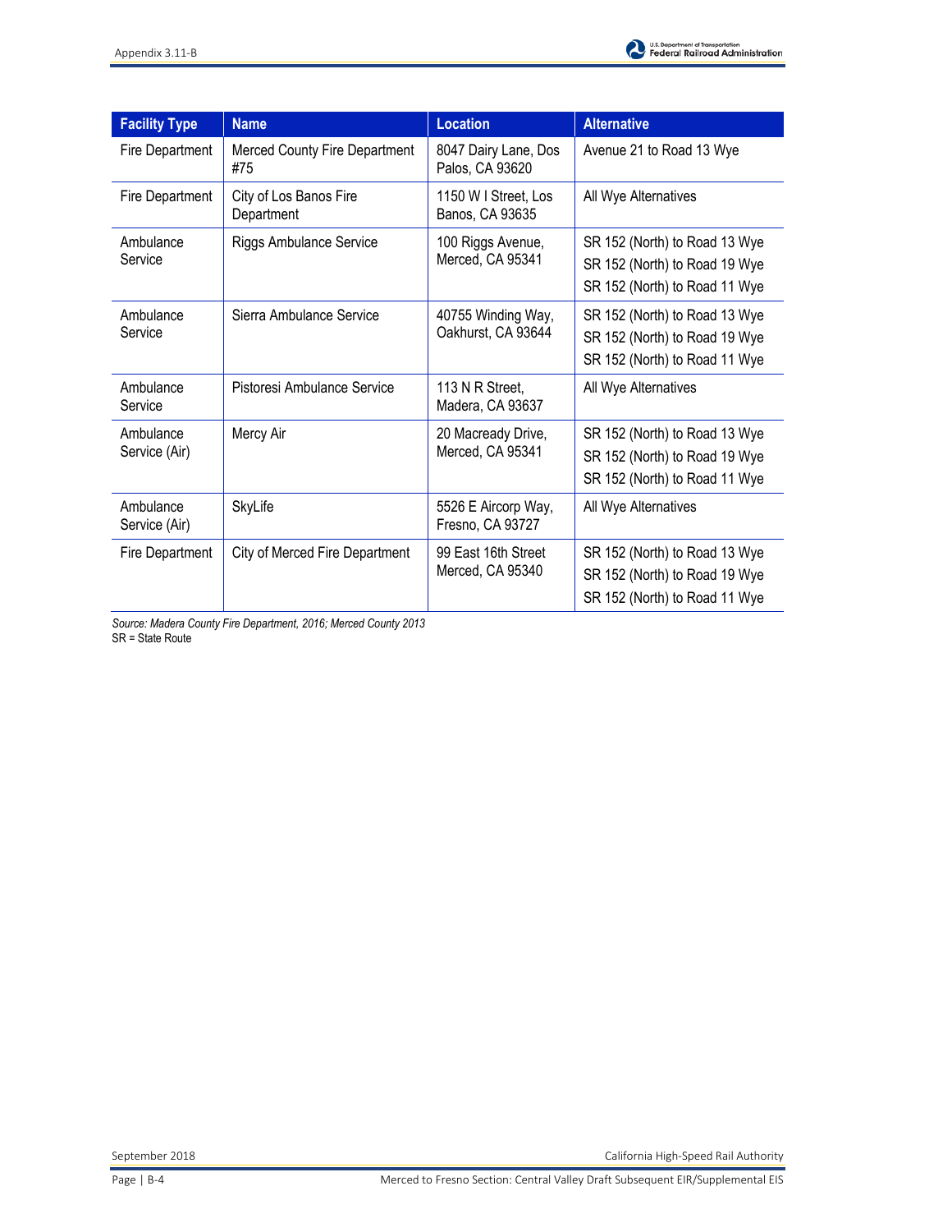| Facility Type | Name | Location | Alternative |
|---|---|---|---|
| Fire Department | Merced County Fire Department #75 | 8047 Dairy Lane, Dos Palos, CA 93620 | Avenue 21 to Road 13 Wye |
| Fire Department | City of Los Banos Fire Department | 1150 W I Street, Los Banos, CA 93635 | All Wye Alternatives |
| Ambulance Service | Riggs Ambulance Service | 100 Riggs Avenue, Merced, CA 95341 | SR 152 (North) to Road 13 Wye<br>SR 152 (North) to Road 19 Wye<br>SR 152 (North) to Road 11 Wye |
| Ambulance Service | Sierra Ambulance Service | 40755 Winding Way, Oakhurst, CA 93644 | SR 152 (North) to Road 13 Wye<br>SR 152 (North) to Road 19 Wye<br>SR 152 (North) to Road 11 Wye |
| Ambulance Service | Pistoresi Ambulance Service | 113 N R Street, Madera, CA 93637 | All Wye Alternatives |
| Ambulance Service (Air) | Mercy Air | 20 Macready Drive, Merced, CA 95341 | SR 152 (North) to Road 13 Wye<br>SR 152 (North) to Road 19 Wye<br>SR 152 (North) to Road 11 Wye |
| Ambulance Service (Air) | SkyLife | 5526 E Aircorp Way, Fresno, CA 93727 | All Wye Alternatives |
| Fire Department | City of Merced Fire Department | 99 East 16th Street Merced, CA 95340 | SR 152 (North) to Road 13 Wye<br>SR 152 (North) to Road 19 Wye<br>SR 152 (North) to Road 11 Wye |

*Source: Madera County Fire Department, 2016; Merced County 2013*
SR = State Route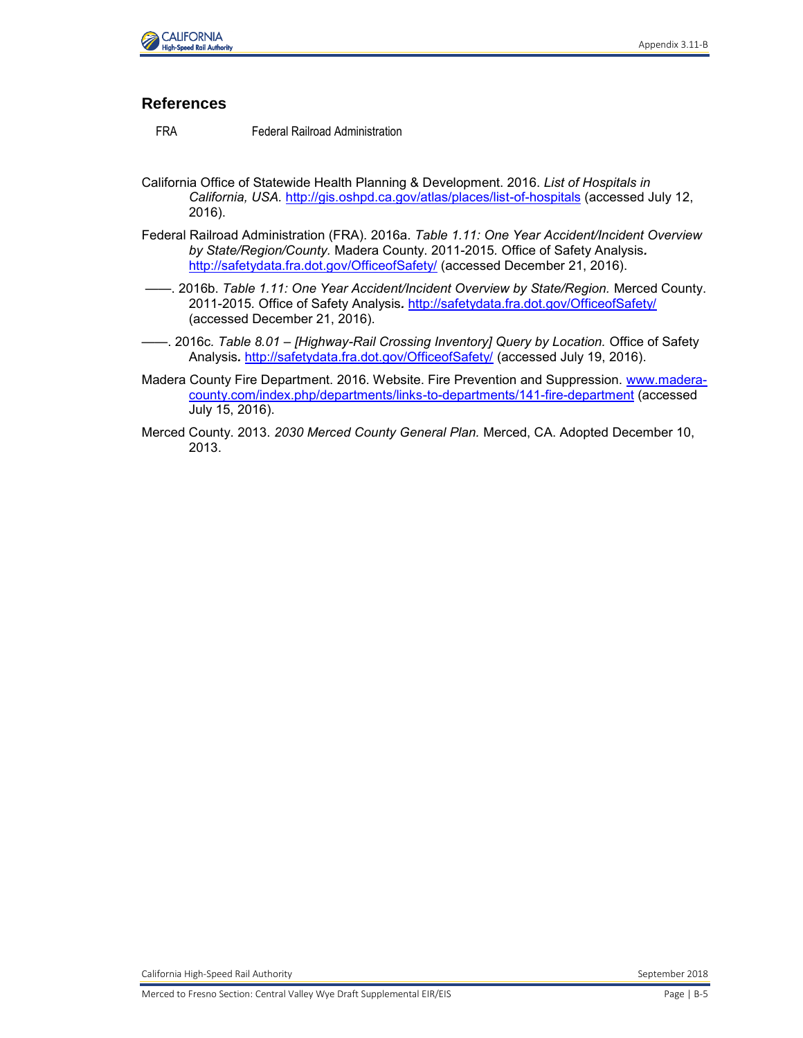## References

FRA Federal Railroad Administration

California Office of Statewide Health Planning & Development. 2016. *List of Hospitals in California, USA.* http://gis.oshpd.ca.gov/atlas/places/list-of-hospitals (accessed July 12, 2016).

Federal Railroad Administration (FRA). 2016a. *Table 1.11: One Year Accident/Incident Overview by State/Region/County.* Madera County. 2011-2015. Office of Safety Analysis**.** http://safetydata.fra.dot.gov/OfficeofSafety/ (accessed December 21, 2016).

——. 2016b. *Table 1.11: One Year Accident/Incident Overview by State/Region.* Merced County. 2011-2015*.* Office of Safety Analysis**.** http://safetydata.fra.dot.gov/OfficeofSafety/ (accessed December 21, 2016).

——. 2016c*. Table 8.01 – [Highway-Rail Crossing Inventory] Query by Location.* Office of Safety Analysis***.*** http://safetydata.fra.dot.gov/OfficeofSafety/ (accessed July 19, 2016).

Madera County Fire Department. 2016. Website. Fire Prevention and Suppression. www.madera-county.com/index.php/departments/links-to-departments/141-fire-department (accessed July 15, 2016).

Merced County. 2013. *2030 Merced County General Plan.* Merced, CA. Adopted December 10, 2013.